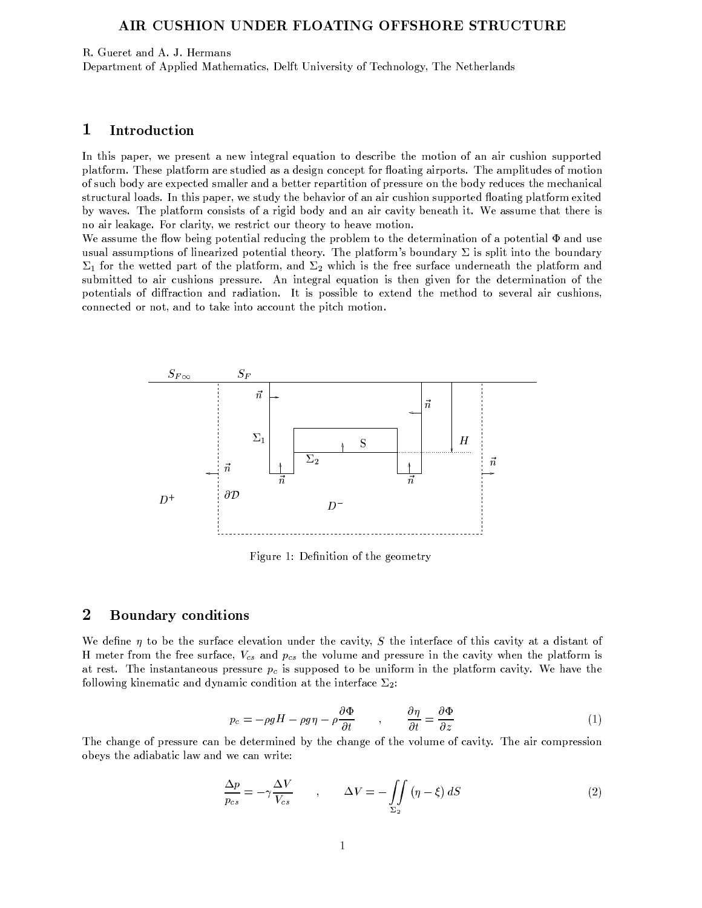# AIR CUSHION UNDER FLOATING OFFSHORE STRUCTURE

R. Gueret and A. J. Hermans

Department of Applied Mathematics, Delft University of Technology, The Netherlands

## 1 Introduction

In this paper, we present a new integral equation to describe the motion of an air cushion supported platform. These platform are studied as a design concept for floating airports. The amplitudes of motion of such body are expected smaller and a better repartition of pressure on the body reduces the mechanical structural loads. In this paper, we study the behavior of an air cushion supported floating platform exited by waves. The platform consists of a rigid body and an air cavity beneath it. We assume that there is no air leakage. For clarity, we restrict our theory to heave motion.

We assume the flow being potential reducing the problem to the determination of a potential $\Phi$ and use usual assumptions of linearized potential theory. The platform's boundary $\Sigma$ is split into the boundary $\Sigma_1$ for the wetted part of the platform, and $\Sigma_2$ which is the free surface underneath the platform and submitted to air cushions pressure. An integral equation is then given for the determination of the potentials of diffraction and radiation. It is possible to extend the method to several air cushions, connected or not, and to take into account the pitch motion.

Figure 1: Definition of the geometry

## 2 Boundary conditions

We define $\eta$ to be the surface elevation under the cavity, $S$ the interface of this cavity at a distant of H meter from the free surface, $V_{cs}$ and $p_{cs}$ the volume and pressure in the cavity when the platform is at rest. The instantaneous pressure $p_c$ is supposed to be uniform in the platform cavity. We have the following kinematic and dynamic condition at the interface $\Sigma_2$:

$$p_c = -\rho g H - \rho g \eta - \rho \frac{\partial \Phi}{\partial t} \quad , \quad \frac{\partial \eta}{\partial t} = \frac{\partial \Phi}{\partial z} \tag{1}$$

The change of pressure can be determined by the change of the volume of cavity. The air compression obeys the adiabatic law and we can write:

$$\frac{\Delta p}{p_{cs}} = -\gamma \frac{\Delta V}{V_{cs}} \quad , \quad \Delta V = -\iint\limits_{\Sigma_2} (\eta - \xi)\, dS \tag{2}$$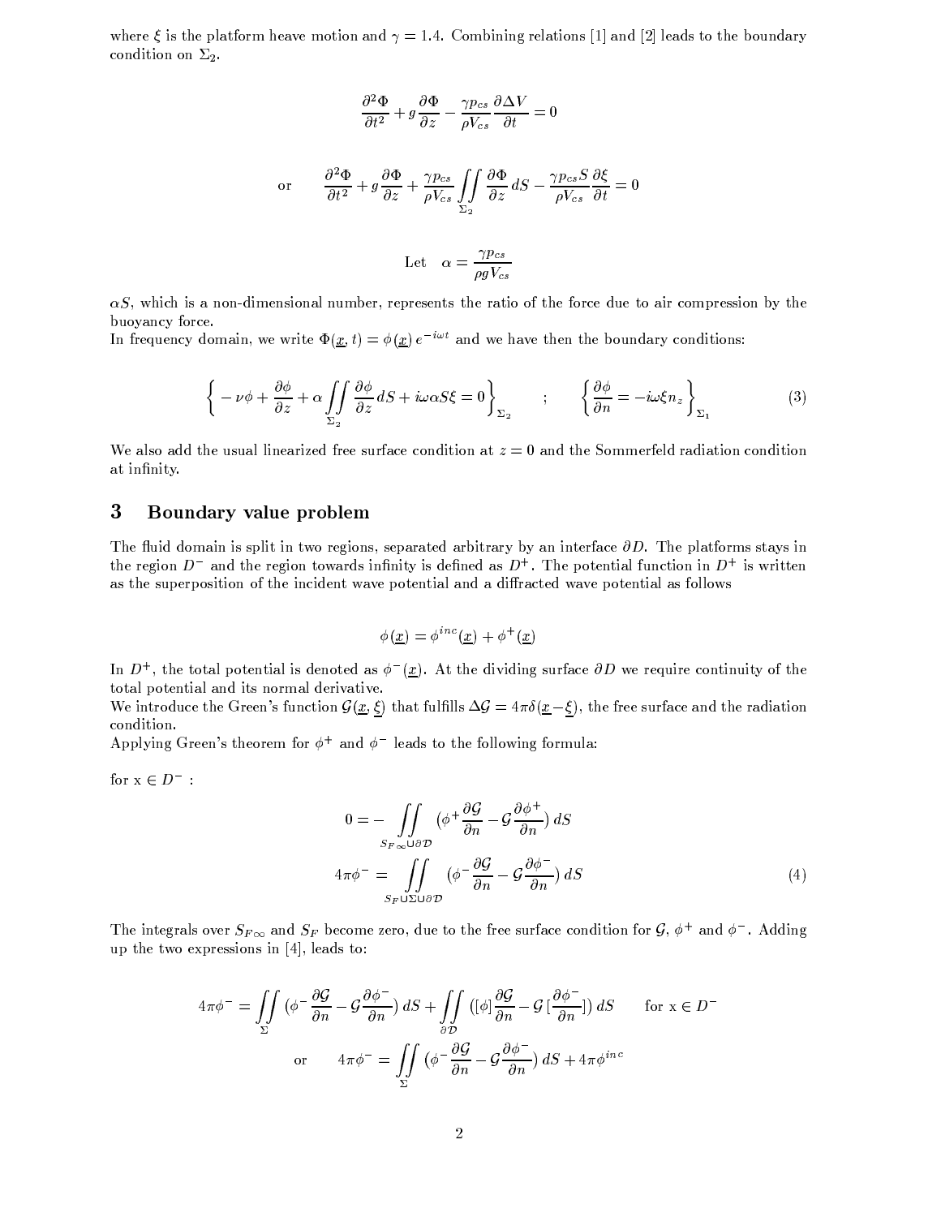where $\xi$ is the platform heave motion and $\gamma = 1.4$. Combining relations [1] and [2] leads to the boundary condition on $\Sigma_2$.

$$\frac{\partial^2 \Phi}{\partial t^2} + g\frac{\partial \Phi}{\partial z} - \frac{\gamma p_{cs}}{\rho V_{cs}}\frac{\partial \Delta V}{\partial t} = 0$$

$$\text{or} \qquad \frac{\partial^2 \Phi}{\partial t^2} + g\frac{\partial \Phi}{\partial z} + \frac{\gamma p_{cs}}{\rho V_{cs}}\iint\limits_{\Sigma_2} \frac{\partial \Phi}{\partial z}\, dS - \frac{\gamma p_{cs} S}{\rho V_{cs}}\frac{\partial \xi}{\partial t} = 0$$

$$\text{Let} \quad \alpha = \frac{\gamma p_{cs}}{\rho g V_{cs}}$$

$\alpha S$, which is a non-dimensional number, represents the ratio of the force due to air compression by the buoyancy force.
In frequency domain, we write $\Phi(\underline{x}, t) = \phi(\underline{x})\, e^{-i\omega t}$ and we have then the boundary conditions:

$$\left\{ -\nu\phi + \frac{\partial \phi}{\partial z} + \alpha\iint\limits_{\Sigma_2} \frac{\partial \phi}{\partial z}\, dS + i\omega\alpha S\xi = 0 \right\}_{\Sigma_2} \quad ; \quad \left\{ \frac{\partial \phi}{\partial n} = -i\omega\xi n_z \right\}_{\Sigma_1} \tag{3}$$

We also add the usual linearized free surface condition at $z = 0$ and the Sommerfeld radiation condition at infinity.

## 3 Boundary value problem

The fluid domain is split in two regions, separated arbitrary by an interface $\partial D$. The platforms stays in the region $D^-$ and the region towards infinity is defined as $D^+$. The potential function in $D^+$ is written as the superposition of the incident wave potential and a diffracted wave potential as follows

$$\phi(\underline{x}) = \phi^{inc}(\underline{x}) + \phi^+(\underline{x})$$

In $D^+$, the total potential is denoted as $\phi^-(\underline{x})$. At the dividing surface $\partial D$ we require continuity of the total potential and its normal derivative.
We introduce the Green's function $\mathcal{G}(\underline{x}, \underline{\xi})$ that fulfills $\Delta\mathcal{G} = 4\pi\delta(\underline{x} - \underline{\xi})$, the free surface and the radiation condition.
Applying Green's theorem for $\phi^+$ and $\phi^-$ leads to the following formula:

for x $\in D^-$ :

$$0 = -\iint\limits_{S_{F\infty} \cup \partial\mathcal{D}} (\phi^+ \frac{\partial \mathcal{G}}{\partial n} - \mathcal{G}\frac{\partial \phi^+}{\partial n})\, dS$$

$$4\pi\phi^- = \iint\limits_{S_F \cup \Sigma \cup \partial\mathcal{D}} (\phi^- \frac{\partial \mathcal{G}}{\partial n} - \mathcal{G}\frac{\partial \phi^-}{\partial n})\, dS \tag{4}$$

The integrals over $S_{F\infty}$ and $S_F$ become zero, due to the free surface condition for $\mathcal{G}$, $\phi^+$ and $\phi^-$. Adding up the two expressions in [4], leads to:

$$4\pi\phi^- = \iint\limits_{\Sigma} (\phi^- \frac{\partial \mathcal{G}}{\partial n} - \mathcal{G}\frac{\partial \phi^-}{\partial n})\, dS + \iint\limits_{\partial\mathcal{D}} ([\phi]\frac{\partial \mathcal{G}}{\partial n} - \mathcal{G}\,[\frac{\partial \phi^-}{\partial n}])\, dS \qquad \text{for x} \in D^-$$

$$\text{or} \qquad 4\pi\phi^- = \iint\limits_{\Sigma} (\phi^- \frac{\partial \mathcal{G}}{\partial n} - \mathcal{G}\frac{\partial \phi^-}{\partial n})\, dS + 4\pi\phi^{inc}$$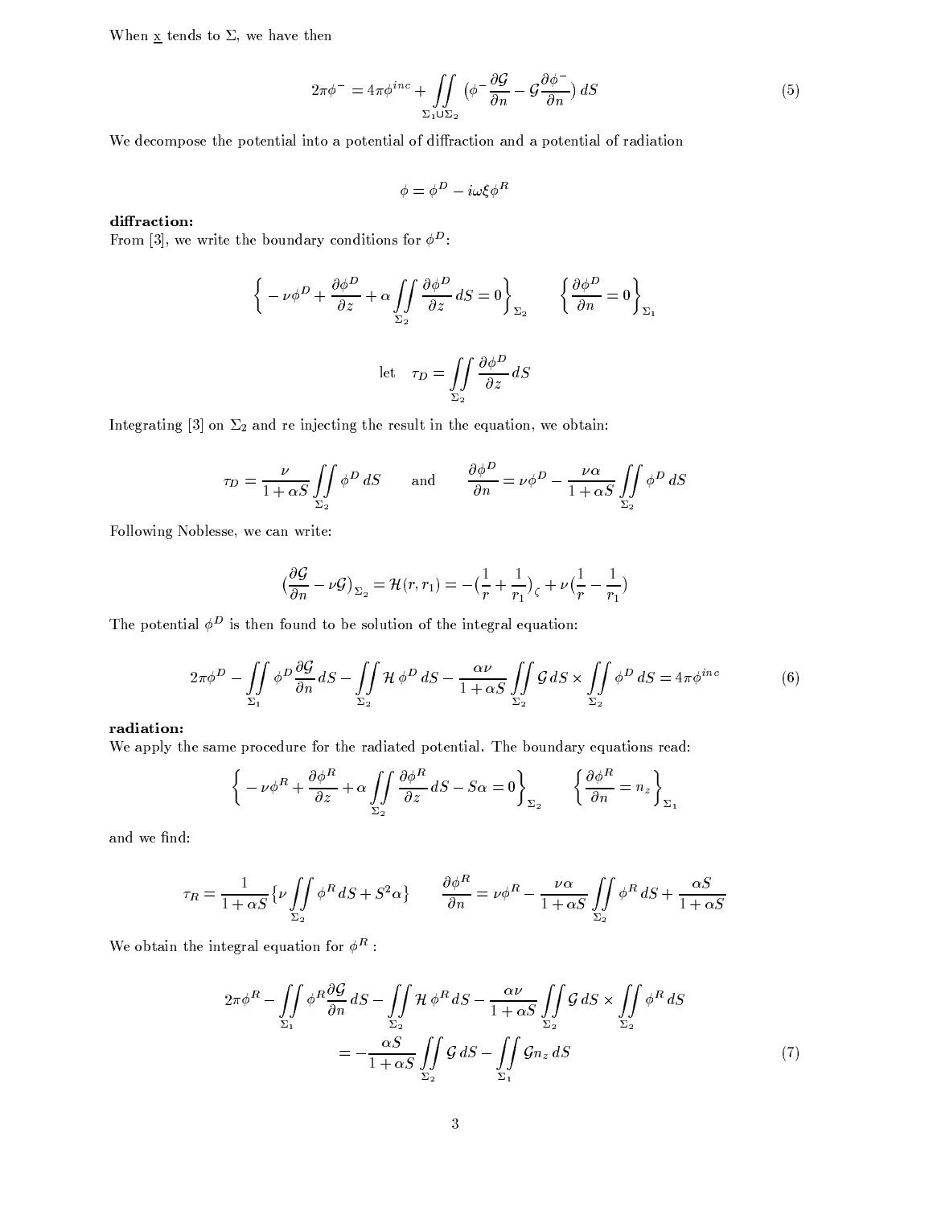When $\underline{x}$ tends to $\Sigma$, we have then

$$2\pi\phi^{-} = 4\pi\phi^{inc} + \iint_{\Sigma_1 \cup \Sigma_2} \left(\phi^{-}\frac{\partial \mathcal{G}}{\partial n} - \mathcal{G}\frac{\partial \phi^{-}}{\partial n}\right) dS \tag{5}$$

We decompose the potential into a potential of diffraction and a potential of radiation

$$\phi = \phi^D - i\omega\xi\phi^R$$

**diffraction:**
From [3], we write the boundary conditions for $\phi^D$:

$$\left\{ -\nu\phi^D + \frac{\partial \phi^D}{\partial z} + \alpha \iint_{\Sigma_2} \frac{\partial \phi^D}{\partial z}\, dS = 0 \right\}_{\Sigma_2} \qquad \left\{ \frac{\partial \phi^D}{\partial n} = 0 \right\}_{\Sigma_1}$$

$$\text{let} \quad \tau_D = \iint_{\Sigma_2} \frac{\partial \phi^D}{\partial z}\, dS$$

Integrating [3] on $\Sigma_2$ and re injecting the result in the equation, we obtain:

$$\tau_D = \frac{\nu}{1+\alpha S} \iint_{\Sigma_2} \phi^D\, dS \qquad \text{and} \qquad \frac{\partial \phi^D}{\partial n} = \nu\phi^D - \frac{\nu\alpha}{1+\alpha S} \iint_{\Sigma_2} \phi^D\, dS$$

Following Noblesse, we can write:

$$\left(\frac{\partial \mathcal{G}}{\partial n} - \nu\mathcal{G}\right)_{\Sigma_2} = \mathcal{H}(r, r_1) = -\left(\frac{1}{r} + \frac{1}{r_1}\right)_{\zeta} + \nu\left(\frac{1}{r} - \frac{1}{r_1}\right)$$

The potential $\phi^D$ is then found to be solution of the integral equation:

$$2\pi\phi^D - \iint_{\Sigma_1} \phi^D \frac{\partial \mathcal{G}}{\partial n}\, dS - \iint_{\Sigma_2} \mathcal{H}\, \phi^D\, dS - \frac{\alpha\nu}{1+\alpha S} \iint_{\Sigma_2} \mathcal{G}\, dS \times \iint_{\Sigma_2} \phi^D\, dS = 4\pi\phi^{inc} \tag{6}$$

**radiation:**
We apply the same procedure for the radiated potential. The boundary equations read:

$$\left\{ -\nu\phi^R + \frac{\partial \phi^R}{\partial z} + \alpha \iint_{\Sigma_2} \frac{\partial \phi^R}{\partial z}\, dS - S\alpha = 0 \right\}_{\Sigma_2} \qquad \left\{ \frac{\partial \phi^R}{\partial n} = n_z \right\}_{\Sigma_1}$$

and we find:

$$\tau_R = \frac{1}{1+\alpha S}\left\{\nu \iint_{\Sigma_2} \phi^R\, dS + S^2\alpha\right\} \qquad \frac{\partial \phi^R}{\partial n} = \nu\phi^R - \frac{\nu\alpha}{1+\alpha S} \iint_{\Sigma_2} \phi^R\, dS + \frac{\alpha S}{1+\alpha S}$$

We obtain the integral equation for $\phi^R$ :

$$\begin{aligned} 2\pi\phi^R - \iint_{\Sigma_1} \phi^R \frac{\partial \mathcal{G}}{\partial n}\, dS - \iint_{\Sigma_2} \mathcal{H}\, \phi^R\, dS - \frac{\alpha\nu}{1+\alpha S} \iint_{\Sigma_2} \mathcal{G}\, dS \times \iint_{\Sigma_2} \phi^R\, dS \\ = -\frac{\alpha S}{1+\alpha S} \iint_{\Sigma_2} \mathcal{G}\, dS - \iint_{\Sigma_1} \mathcal{G} n_z\, dS \end{aligned} \tag{7}$$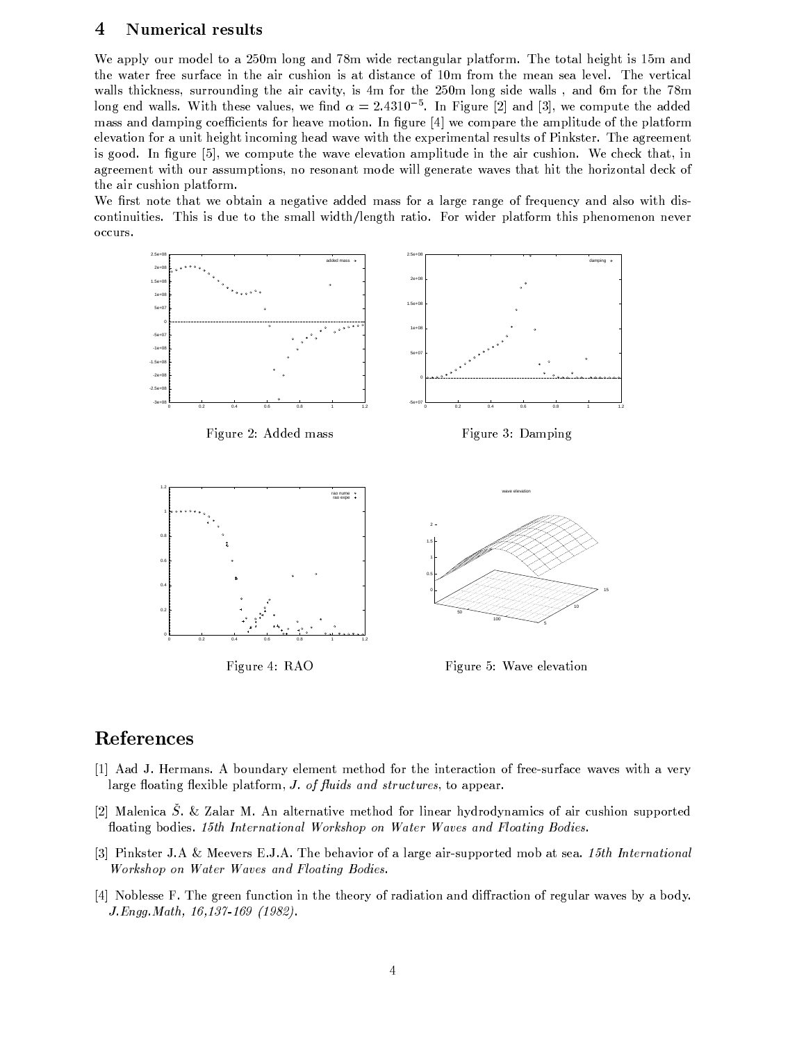## 4 Numerical results

We apply our model to a 250m long and 78m wide rectangular platform. The total height is 15m and the water free surface in the air cushion is at distance of 10m from the mean sea level. The vertical walls thickness, surrounding the air cavity, is 4m for the 250m long side walls , and 6m for the 78m long end walls. With these values, we find $\alpha = 2.4310^{-5}$. In Figure [2] and [3], we compute the added mass and damping coefficients for heave motion. In figure [4] we compare the amplitude of the platform elevation for a unit height incoming head wave with the experimental results of Pinkster. The agreement is good. In figure [5], we compute the wave elevation amplitude in the air cushion. We check that, in agreement with our assumptions, no resonant mode will generate waves that hit the horizontal deck of the air cushion platform.

We first note that we obtain a negative added mass for a large range of frequency and also with discontinuities. This is due to the small width/length ratio. For wider platform this phenomenon never occurs.

added mass

2.5e+08
2e+08
1.5e+08
1e+08
5e+07
0
-5e+07
-1e+08
-1.5e+08
-2e+08
-2.5e+08
-3e+08
0
0.2
0.4
0.6
0.8
1
1.2

Figure 2: Added mass

damping

2.5e+08
2e+08
1.5e+08
1e+08
5e+07
0
-5e+07
0
0.2
0.4
0.6
0.8
1
1.2

Figure 3: Damping

rao nume
rao expe

1.2
1
0.8
0.6
0.4
0.2
0
0
0.2
0.4
0.6
0.8
1
1.2

Figure 4: RAO

wave elevation

2
1.5
1
0.5
0
50
100
5
10
15

Figure 5: Wave elevation

# References

[1] Aad J. Hermans. A boundary element method for the interaction of free-surface waves with a very large floating flexible platform, *J. of fluids and structures*, to appear.

[2] Malenica Š. & Zalar M. An alternative method for linear hydrodynamics of air cushion supported floating bodies. *15th International Workshop on Water Waves and Floating Bodies.*

[3] Pinkster J.A & Meevers E.J.A. The behavior of a large air-supported mob at sea. *15th International Workshop on Water Waves and Floating Bodies.*

[4] Noblesse F. The green function in the theory of radiation and diffraction of regular waves by a body. *J.Engg.Math, 16,137-169 (1982).*